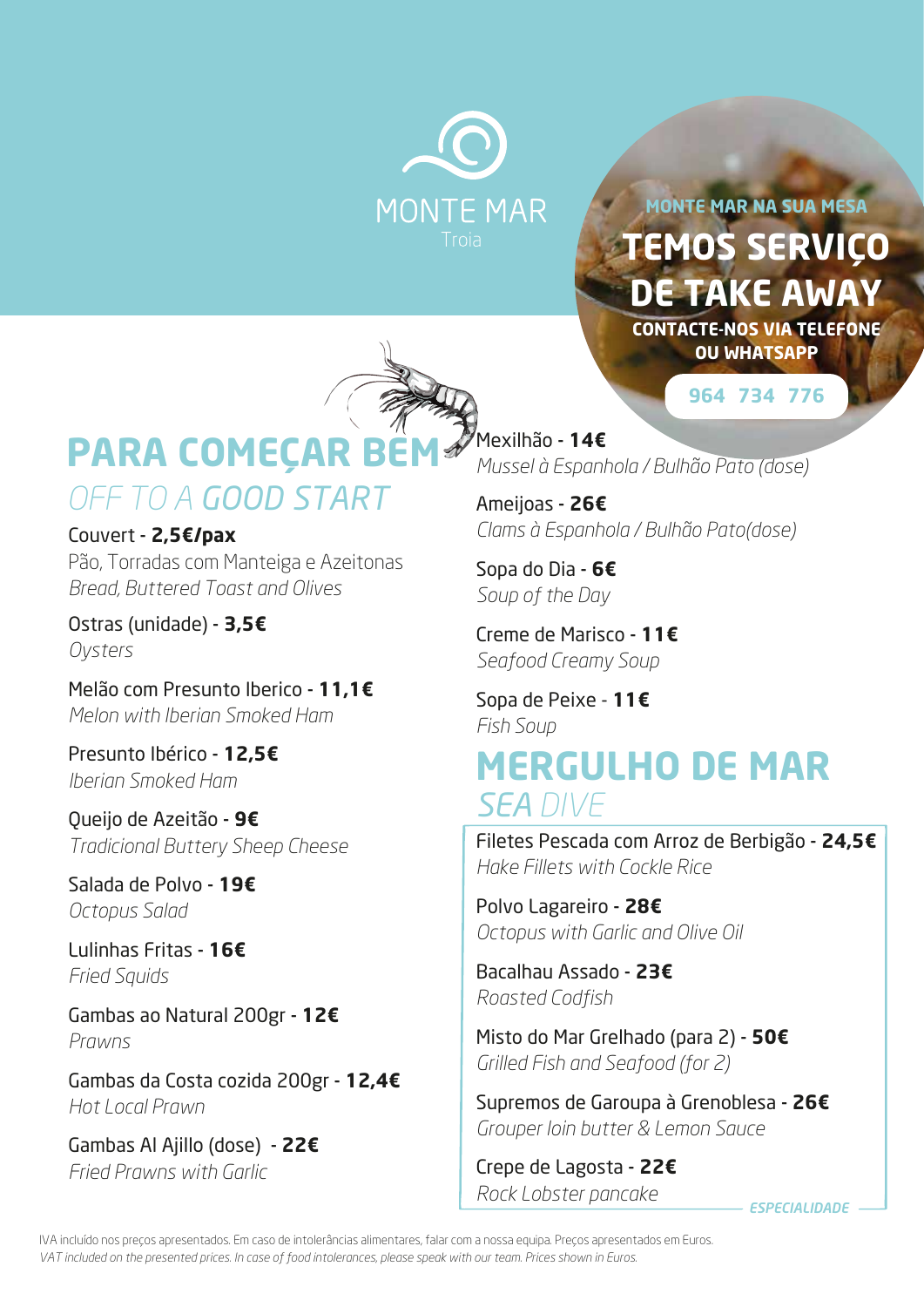MONTE MAR
Troia

MONTE MAR NA SUA MESA

**TEMOS SERVIÇO DE TAKE AWAY**

**CONTACTE-NOS VIA TELEFONE OU WHATSAPP**

**964 734 776**

## PARA COMEÇAR BEM
### *OFF TO A GOOD START*

Couvert - **2,5€/pax**
Pão, Torradas com Manteiga e Azeitonas
*Bread, Buttered Toast and Olives*

Ostras (unidade) - **3,5€**
*Oysters*

Melão com Presunto Iberico - **11,1€**
*Melon with Iberian Smoked Ham*

Presunto Ibérico - **12,5€**
*Iberian Smoked Ham*

Queijo de Azeitão - **9€**
*Tradicional Buttery Sheep Cheese*

Salada de Polvo - **19€**
*Octopus Salad*

Lulinhas Fritas - **16€**
*Fried Squids*

Gambas ao Natural 200gr - **12€**
*Prawns*

Gambas da Costa cozida 200gr - **12,4€**
*Hot Local Prawn*

Gambas Al Ajillo (dose) - **22€**
*Fried Prawns with Garlic*

Mexilhão - **14€**
*Mussel à Espanhola / Bulhão Pato (dose)*

Ameijoas - **26€**
*Clams à Espanhola / Bulhão Pato(dose)*

Sopa do Dia - **6€**
*Soup of the Day*

Creme de Marisco - **11€**
*Seafood Creamy Soup*

Sopa de Peixe - **11€**
*Fish Soup*

## MERGULHO DE MAR
### *SEA DIVE*

Filetes Pescada com Arroz de Berbigão - **24,5€**
*Hake Fillets with Cockle Rice*

Polvo Lagareiro - **28€**
*Octopus with Garlic and Olive Oil*

Bacalhau Assado - **23€**
*Roasted Codfish*

Misto do Mar Grelhado (para 2) - **50€**
*Grilled Fish and Seafood (for 2)*

Supremos de Garoupa à Grenoblesa - **26€**
*Grouper loin butter & Lemon Sauce*

Crepe de Lagosta - **22€**
*Rock Lobster pancake*

*ESPECIALIDADE*

IVA incluído nos preços apresentados. Em caso de intolerâncias alimentares, falar com a nossa equipa. Preços apresentados em Euros.
*VAT included on the presented prices. In case of food intolerances, please speak with our team. Prices shown in Euros.*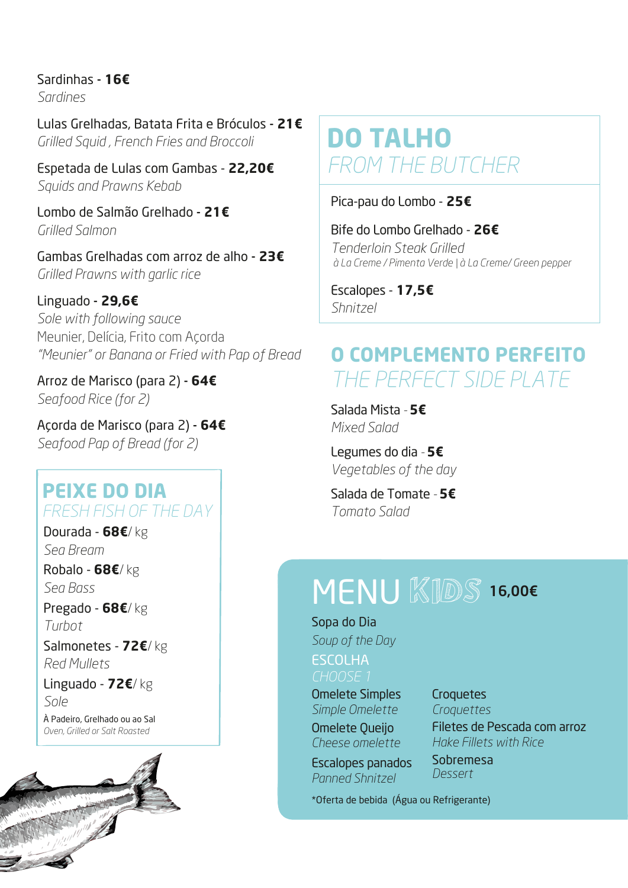Sardinhas - **16€**
*Sardines*

Lulas Grelhadas, Batata Frita e Bróculos - **21€**
*Grilled Squid , French Fries and Broccoli*

Espetada de Lulas com Gambas - **22,20€**
*Squids and Prawns Kebab*

Lombo de Salmão Grelhado - **21€**
*Grilled Salmon*

Gambas Grelhadas com arroz de alho - **23€**
*Grilled Prawns with garlic rice*

Linguado - **29,6€**
*Sole with following sauce*
Meunier, Delícia, Frito com Açorda
*"Meunier" or Banana or Fried with Pap of Bread*

Arroz de Marisco (para 2) - **64€**
*Seafood Rice (for 2)*

Açorda de Marisco (para 2) - **64€**
*Seafood Pap of Bread (for 2)*

## PEIXE DO DIA
### *FRESH FISH OF THE DAY*

Dourada - **68€**/ kg
*Sea Bream*

Robalo - **68€**/ kg
*Sea Bass*

Pregado - **68€**/ kg
*Turbot*

Salmonetes - **72€**/ kg
*Red Mullets*

Linguado - **72€**/ kg
*Sole*

À Padeiro, Grelhado ou ao Sal
*Oven, Grilled or Salt Roasted*

## DO TALHO
### *FROM THE BUTCHER*

Pica-pau do Lombo - **25€**

Bife do Lombo Grelhado - **26€**
*Tenderloin Steak Grilled*
*à La Creme / Pimenta Verde | à La Creme/ Green pepper*

Escalopes - **17,5€**
*Shnitzel*

## O COMPLEMENTO PERFEITO
### *THE PERFECT SIDE PLATE*

Salada Mista - **5€**
*Mixed Salad*

Legumes do dia - **5€**
*Vegetables of the day*

Salada de Tomate - **5€**
*Tomato Salad*

## MENU KIDS **16,00€**

Sopa do Dia
*Soup of the Day*

ESCOLHA
*CHOOSE 1*

Omelete Simples
*Simple Omelette*

Omelete Queijo
*Cheese omelette*

Escalopes panados
*Panned Shnitzel*

Croquetes
*Croquettes*

Filetes de Pescada com arroz
*Hake Fillets with Rice*

Sobremesa
*Dessert*

*Oferta de bebida (Água ou Refrigerante)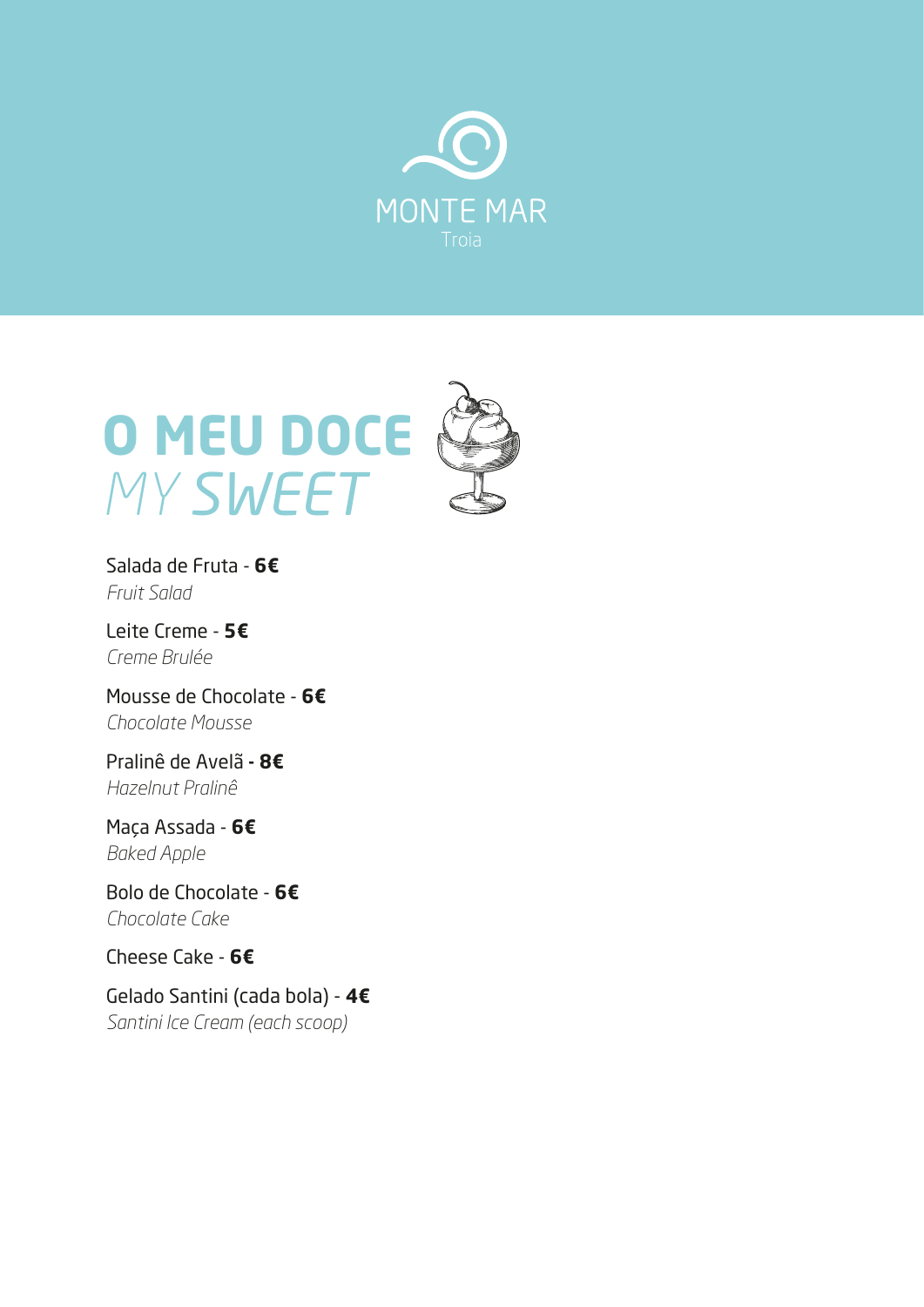MONTE MAR

Troia

# O MEU DOCE
## *MY SWEET*

Salada de Fruta - **6€**
*Fruit Salad*

Leite Creme - **5€**
*Creme Brulée*

Mousse de Chocolate - **6€**
*Chocolate Mousse*

Pralinê de Avelã **- 8€**
*Hazelnut Pralinê*

Maça Assada - **6€**
*Baked Apple*

Bolo de Chocolate - **6€**
*Chocolate Cake*

Cheese Cake - **6€**

Gelado Santini (cada bola) - **4€**
*Santini Ice Cream (each scoop)*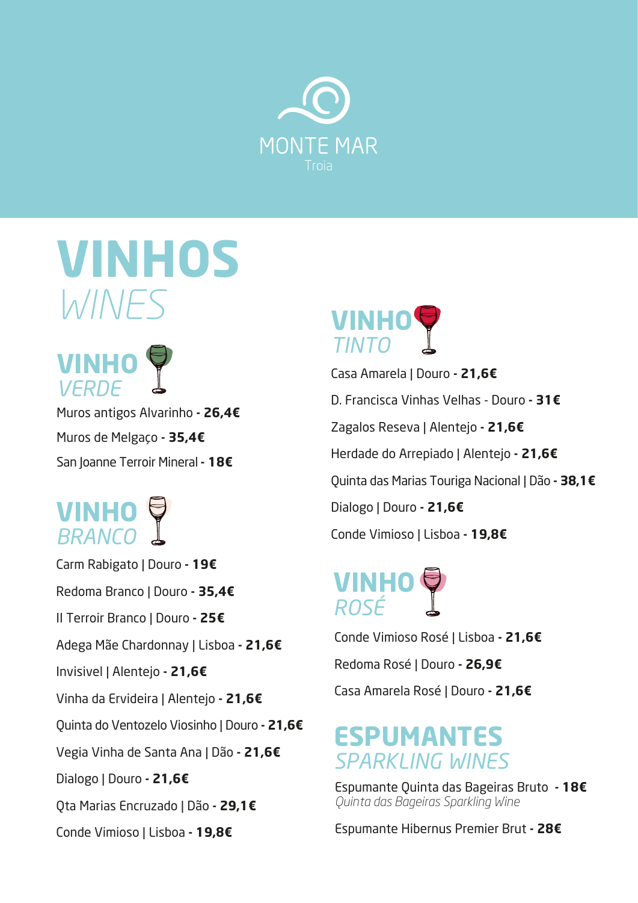MONTE MAR
Troia

# VINHOS
*WINES*

## VINHO *VERDE*

Muros antigos Alvarinho - **26,4€**

Muros de Melgaço - **35,4€**

San Joanne Terroir Mineral - **18€**

## VINHO *BRANCO*

Carm Rabigato | Douro - **19€**

Redoma Branco | Douro - **35,4€**

Il Terroir Branco | Douro - **25€**

Adega Mãe Chardonnay | Lisboa - **21,6€**

Invisivel | Alentejo - **21,6€**

Vinha da Ervideira | Alentejo - **21,6€**

Quinta do Ventozelo Viosinho | Douro - **21,6€**

Vegia Vinha de Santa Ana | Dão - **21,6€**

Dialogo | Douro - **21,6€**

Qta Marias Encruzado | Dão - **29,1€**

Conde Vimioso | Lisboa - **19,8€**

## VINHO *TINTO*

Casa Amarela | Douro - **21,6€**

D. Francisca Vinhas Velhas - Douro - **31€**

Zagalos Reseva | Alentejo - **21,6€**

Herdade do Arrepiado | Alentejo - **21,6€**

Quinta das Marias Touriga Nacional | Dão - **38,1€**

Dialogo | Douro - **21,6€**

Conde Vimioso | Lisboa - **19,8€**

## VINHO *ROSÉ*

Conde Vimioso Rosé | Lisboa - **21,6€**

Redoma Rosé | Douro - **26,9€**

Casa Amarela Rosé | Douro - **21,6€**

## ESPUMANTES
*SPARKLING WINES*

Espumante Quinta das Bageiras Bruto - **18€**
*Quinta das Bageiras Sparkling Wine*

Espumante Hibernus Premier Brut - **28€**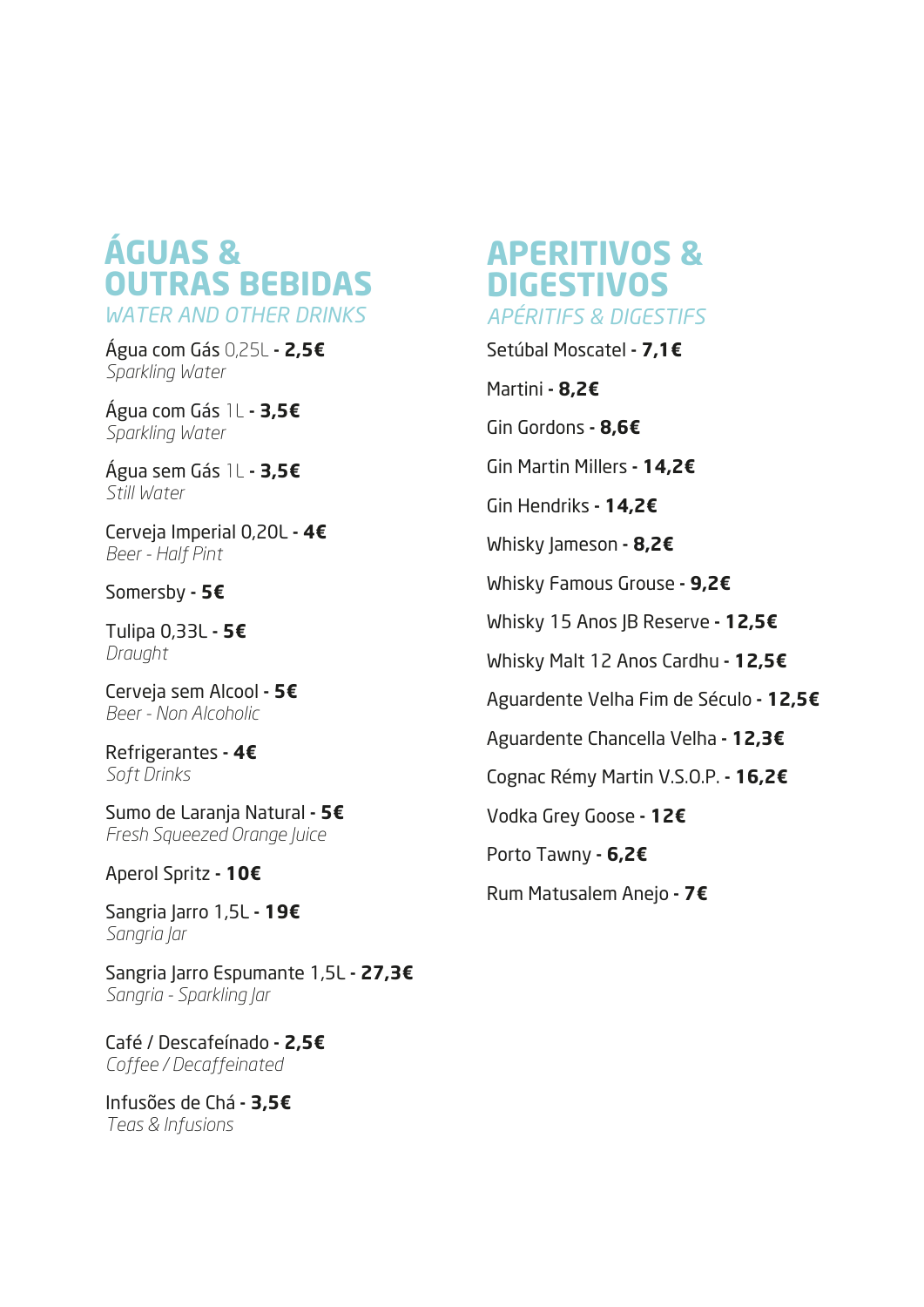## ÁGUAS & OUTRAS BEBIDAS

*WATER AND OTHER DRINKS*

Água com Gás 0,25L - **2,5€**
*Sparkling Water*

Água com Gás 1L - **3,5€**
*Sparkling Water*

Água sem Gás 1L - **3,5€**
*Still Water*

Cerveja Imperial 0,20L - **4€**
*Beer - Half Pint*

Somersby - **5€**

Tulipa 0,33L - **5€**
*Draught*

Cerveja sem Alcool - **5€**
*Beer - Non Alcoholic*

Refrigerantes - **4€**
*Soft Drinks*

Sumo de Laranja Natural - **5€**
*Fresh Squeezed Orange Juice*

Aperol Spritz - **10€**

Sangria Jarro 1,5L - **19€**
*Sangria Jar*

Sangria Jarro Espumante 1,5L - **27,3€**
*Sangria - Sparkling Jar*

Café / Descafeínado - **2,5€**
*Coffee / Decaffeinated*

Infusões de Chá - **3,5€**
*Teas & Infusions*

## APERITIVOS & DIGESTIVOS

*APÉRITIFS & DIGESTIFS*

Setúbal Moscatel - **7,1€**

Martini - **8,2€**

Gin Gordons - **8,6€**

Gin Martin Millers - **14,2€**

Gin Hendriks - **14,2€**

Whisky Jameson - **8,2€**

Whisky Famous Grouse - **9,2€**

Whisky 15 Anos JB Reserve - **12,5€**

Whisky Malt 12 Anos Cardhu - **12,5€**

Aguardente Velha Fim de Século - **12,5€**

Aguardente Chancella Velha - **12,3€**

Cognac Rémy Martin V.S.O.P. - **16,2€**

Vodka Grey Goose - **12€**

Porto Tawny - **6,2€**

Rum Matusalem Anejo - **7€**